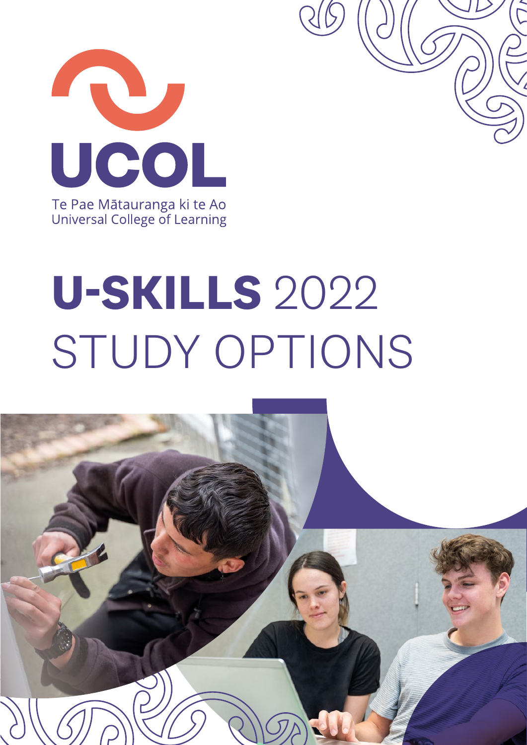UCOL

Te Pae Mātauranga ki te Ao
Universal College of Learning

# **U-SKILLS** 2022 STUDY OPTIONS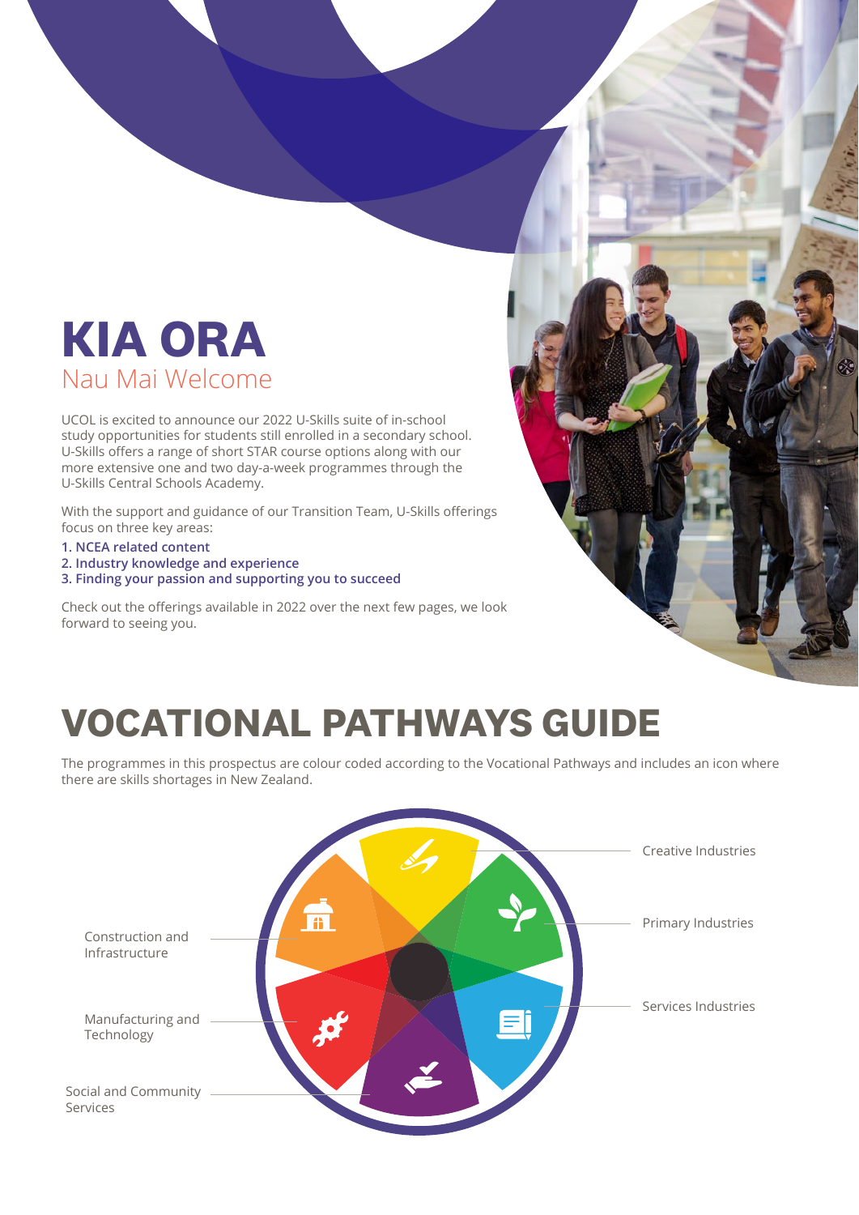# KIA ORA

## Nau Mai Welcome

UCOL is excited to announce our 2022 U-Skills suite of in-school study opportunities for students still enrolled in a secondary school. U-Skills offers a range of short STAR course options along with our more extensive one and two day-a-week programmes through the U-Skills Central Schools Academy.

With the support and guidance of our Transition Team, U-Skills offerings focus on three key areas:

1. **NCEA related content**
2. **Industry knowledge and experience**
3. **Finding your passion and supporting you to succeed**

Check out the offerings available in 2022 over the next few pages, we look forward to seeing you.

# VOCATIONAL PATHWAYS GUIDE

The programmes in this prospectus are colour coded according to the Vocational Pathways and includes an icon where there are skills shortages in New Zealand.

- Creative Industries
- Primary Industries
- Services Industries
- Social and Community Services
- Manufacturing and Technology
- Construction and Infrastructure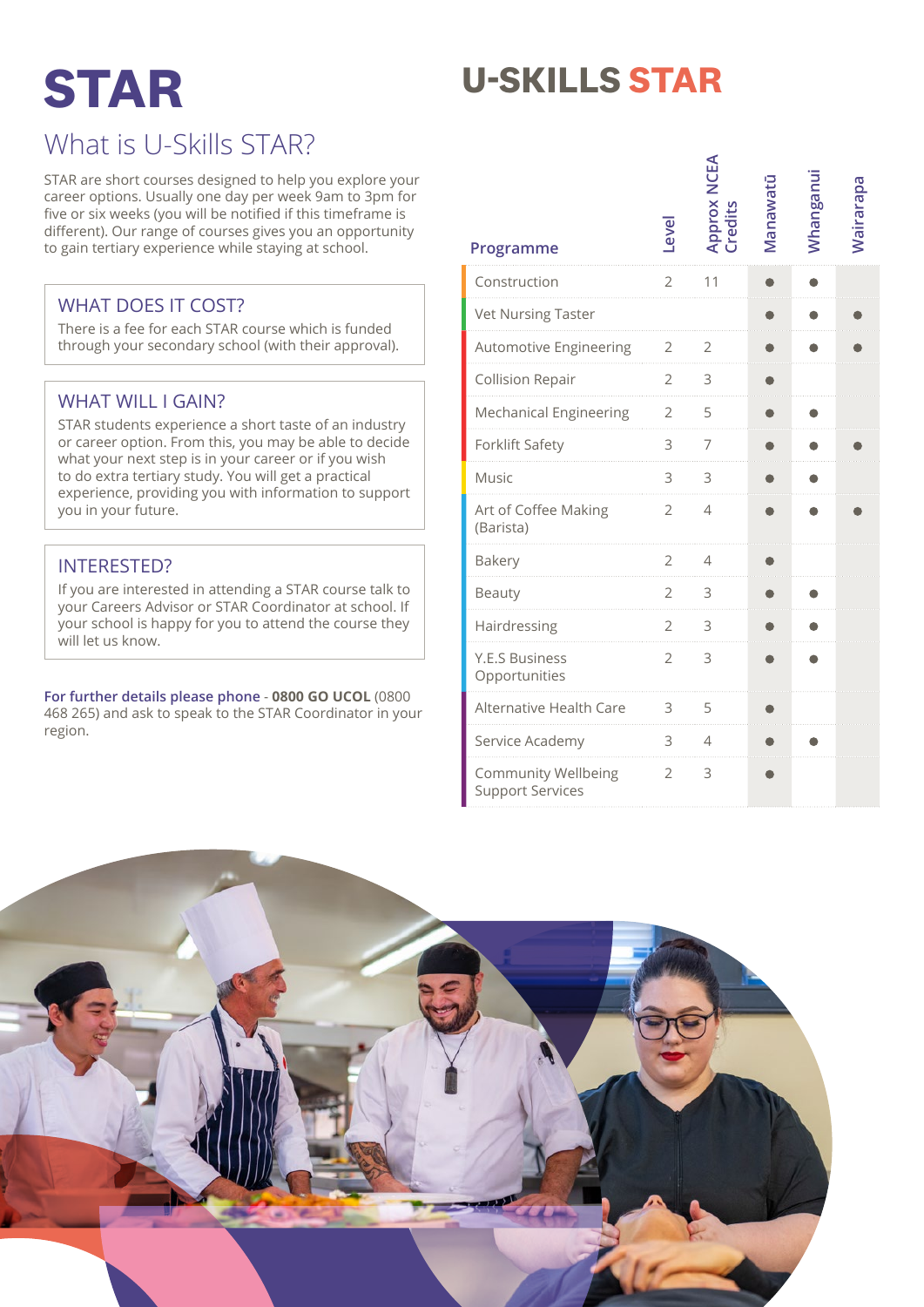# STAR

## What is U-Skills STAR?

STAR are short courses designed to help you explore your career options. Usually one day per week 9am to 3pm for five or six weeks (you will be notified if this timeframe is different). Our range of courses gives you an opportunity to gain tertiary experience while staying at school.

### WHAT DOES IT COST?

There is a fee for each STAR course which is funded through your secondary school (with their approval).

### WHAT WILL I GAIN?

STAR students experience a short taste of an industry or career option. From this, you may be able to decide what your next step is in your career or if you wish to do extra tertiary study. You will get a practical experience, providing you with information to support you in your future.

### INTERESTED?

If you are interested in attending a STAR course talk to your Careers Advisor or STAR Coordinator at school. If your school is happy for you to attend the course they will let us know.

**For further details please phone** - **0800 GO UCOL** (0800 468 265) and ask to speak to the STAR Coordinator in your region.

# U-SKILLS STAR

| Programme | Level | Approx NCEA Credits | Manawatū | Whanganui | Wairarapa |
|---|---|---|---|---|---|
| Construction | 2 | 11 | ● | ● | |
| Vet Nursing Taster | | | ● | ● | ● |
| Automotive Engineering | 2 | 2 | ● | ● | ● |
| Collision Repair | 2 | 3 | ● | | |
| Mechanical Engineering | 2 | 5 | ● | ● | |
| Forklift Safety | 3 | 7 | ● | ● | ● |
| Music | 3 | 3 | ● | ● | |
| Art of Coffee Making (Barista) | 2 | 4 | ● | ● | ● |
| Bakery | 2 | 4 | ● | | |
| Beauty | 2 | 3 | ● | ● | |
| Hairdressing | 2 | 3 | ● | ● | |
| Y.E.S Business Opportunities | 2 | 3 | ● | ● | |
| Alternative Health Care | 3 | 5 | ● | | |
| Service Academy | 3 | 4 | ● | ● | |
| Community Wellbeing Support Services | 2 | 3 | ● | | |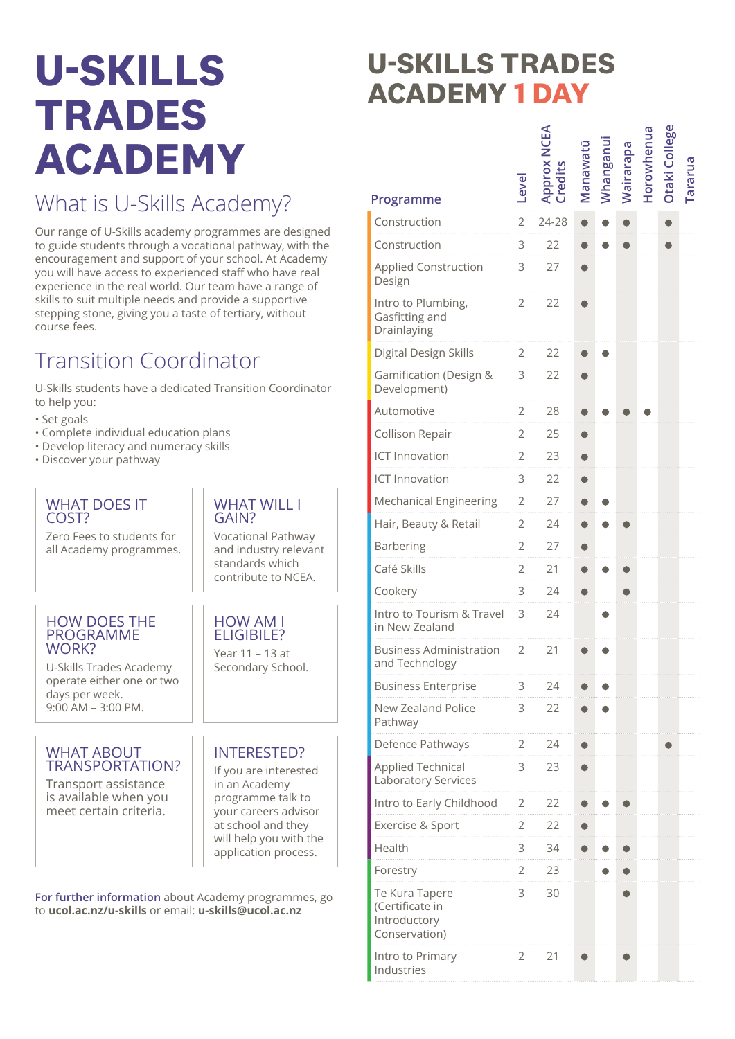# U-SKILLS TRADES ACADEMY

## What is U-Skills Academy?

Our range of U-Skills academy programmes are designed to guide students through a vocational pathway, with the encouragement and support of your school. At Academy you will have access to experienced staff who have real experience in the real world. Our team have a range of skills to suit multiple needs and provide a supportive stepping stone, giving you a taste of tertiary, without course fees.

## Transition Coordinator

U-Skills students have a dedicated Transition Coordinator to help you:

- Set goals
- Complete individual education plans
- Develop literacy and numeracy skills
- Discover your pathway

### WHAT DOES IT COST?

Zero Fees to students for all Academy programmes.

### WHAT WILL I GAIN?

Vocational Pathway and industry relevant standards which contribute to NCEA.

### HOW DOES THE PROGRAMME WORK?

U-Skills Trades Academy operate either one or two days per week.
9:00 AM – 3:00 PM.

### HOW AM I ELIGIBILE?

Year 11 – 13 at Secondary School.

### WHAT ABOUT TRANSPORTATION?

Transport assistance is available when you meet certain criteria.

### INTERESTED?

If you are interested in an Academy programme talk to your careers advisor at school and they will help you with the application process.

**For further information** about Academy programmes, go to **ucol.ac.nz/u-skills** or email: **u-skills@ucol.ac.nz**

# U-SKILLS TRADES ACADEMY 1 DAY

| Programme | Level | Approx NCEA Credits | Manawatū | Whanganui | Wairarapa | Horowhenua | Otaki College | Tararua |
|---|---|---|---|---|---|---|---|---|
| Construction | 2 | 24-28 | ● | ● | ● | | ● | |
| Construction | 3 | 22 | ● | ● | ● | | ● | |
| Applied Construction Design | 3 | 27 | ● | | | | | |
| Intro to Plumbing, Gasfitting and Drainlaying | 2 | 22 | ● | | | | | |
| Digital Design Skills | 2 | 22 | ● | ● | | | | |
| Gamification (Design & Development) | 3 | 22 | ● | | | | | |
| Automotive | 2 | 28 | ● | ● | ● | ● | | |
| Collison Repair | 2 | 25 | ● | | | | | |
| ICT Innovation | 2 | 23 | ● | | | | | |
| ICT Innovation | 3 | 22 | ● | | | | | |
| Mechanical Engineering | 2 | 27 | ● | ● | | | | |
| Hair, Beauty & Retail | 2 | 24 | ● | ● | ● | | | |
| Barbering | 2 | 27 | ● | | | | | |
| Café Skills | 2 | 21 | ● | ● | ● | | | |
| Cookery | 3 | 24 | ● | | ● | | | |
| Intro to Tourism & Travel in New Zealand | 3 | 24 | | ● | | | | |
| Business Administration and Technology | 2 | 21 | ● | ● | | | | |
| Business Enterprise | 3 | 24 | ● | ● | | | | |
| New Zealand Police Pathway | 3 | 22 | ● | ● | | | | |
| Defence Pathways | 2 | 24 | ● | | | | ● | |
| Applied Technical Laboratory Services | 3 | 23 | ● | | | | | |
| Intro to Early Childhood | 2 | 22 | ● | ● | ● | | | |
| Exercise & Sport | 2 | 22 | ● | | | | | |
| Health | 3 | 34 | ● | ● | ● | | | |
| Forestry | 2 | 23 | | ● | ● | | | |
| Te Kura Tapere (Certificate in Introductory Conservation) | 3 | 30 | | | ● | | | |
| Intro to Primary Industries | 2 | 21 | ● | | ● | | | |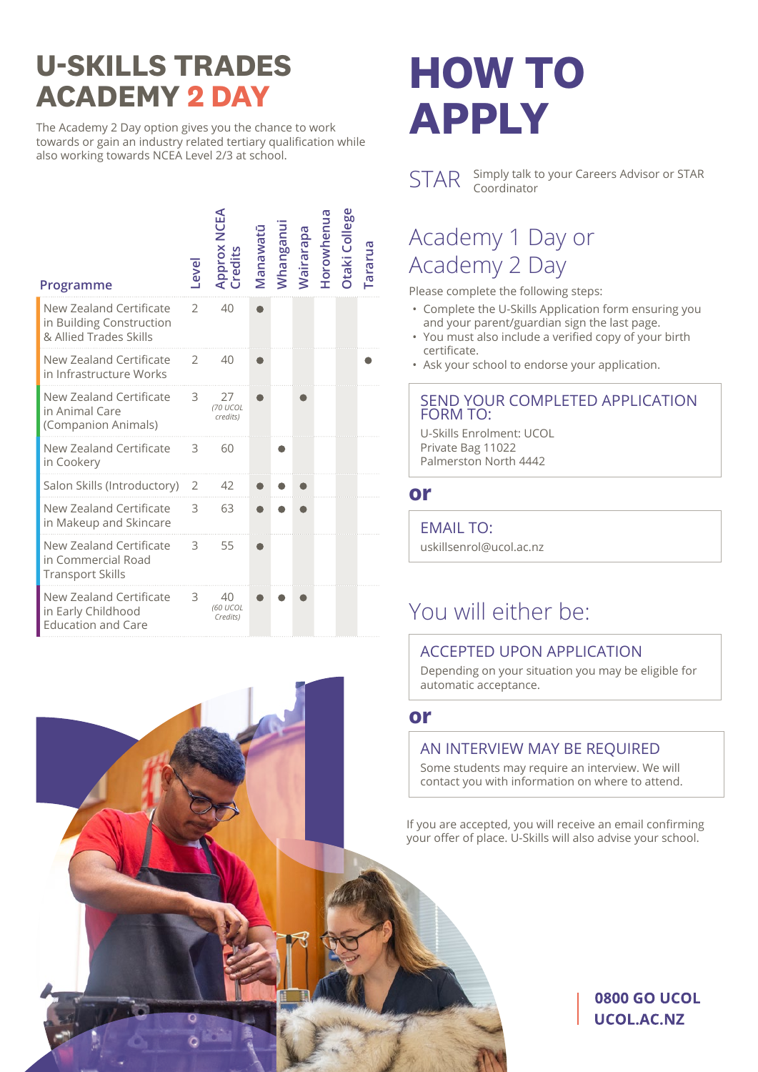# U-SKILLS TRADES ACADEMY 2 DAY

The Academy 2 Day option gives you the chance to work towards or gain an industry related tertiary qualification while also working towards NCEA Level 2/3 at school.

| Programme | Level | Approx NCEA Credits | Manawatū | Whanganui | Wairarapa | Horowhenua | Otaki College | Tararua |
|---|---|---|---|---|---|---|---|---|
| New Zealand Certificate in Building Construction & Allied Trades Skills | 2 | 40 | ● | | | | | |
| New Zealand Certificate in Infrastructure Works | 2 | 40 | ● | | | | | ● |
| New Zealand Certificate in Animal Care (Companion Animals) | 3 | 27 *(70 UCOL credits)* | ● | | ● | | | |
| New Zealand Certificate in Cookery | 3 | 60 | | ● | | | | |
| Salon Skills (Introductory) | 2 | 42 | ● | ● | ● | | | |
| New Zealand Certificate in Makeup and Skincare | 3 | 63 | ● | ● | ● | | | |
| New Zealand Certificate in Commercial Road Transport Skills | 3 | 55 | ● | | | | | |
| New Zealand Certificate in Early Childhood Education and Care | 3 | 40 *(60 UCOL Credits)* | ● | ● | ● | | | |

# HOW TO APPLY

**STAR** Simply talk to your Careers Advisor or STAR Coordinator

## Academy 1 Day or Academy 2 Day

Please complete the following steps:

- Complete the U-Skills Application form ensuring you and your parent/guardian sign the last page.
- You must also include a verified copy of your birth certificate.
- Ask your school to endorse your application.

### SEND YOUR COMPLETED APPLICATION FORM TO:

U-Skills Enrolment: UCOL
Private Bag 11022
Palmerston North 4442

**or**

### EMAIL TO:

uskillsenrol@ucol.ac.nz

## You will either be:

### ACCEPTED UPON APPLICATION

Depending on your situation you may be eligible for automatic acceptance.

**or**

### AN INTERVIEW MAY BE REQUIRED

Some students may require an interview. We will contact you with information on where to attend.

If you are accepted, you will receive an email confirming your offer of place. U-Skills will also advise your school.

**0800 GO UCOL**
**UCOL.AC.NZ**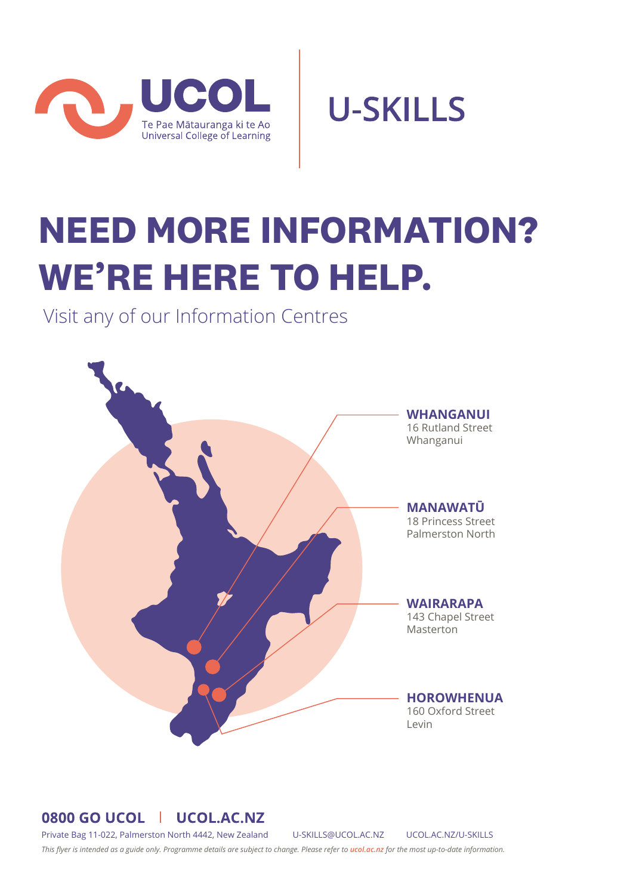UCOL

Te Pae Mātauranga ki te Ao
Universal College of Learning

U-SKILLS

# NEED MORE INFORMATION? WE'RE HERE TO HELP.

Visit any of our Information Centres

**WHANGANUI**
16 Rutland Street
Whanganui

**MANAWATŪ**
18 Princess Street
Palmerston North

**WAIRARAPA**
143 Chapel Street
Masterton

**HOROWHENUA**
160 Oxford Street
Levin

**0800 GO UCOL | UCOL.AC.NZ**

Private Bag 11-022, Palmerston North 4442, New Zealand    U-SKILLS@UCOL.AC.NZ    UCOL.AC.NZ/U-SKILLS

*This flyer is intended as a guide only. Programme details are subject to change. Please refer to **ucol.ac.nz** for the most up-to-date information.*